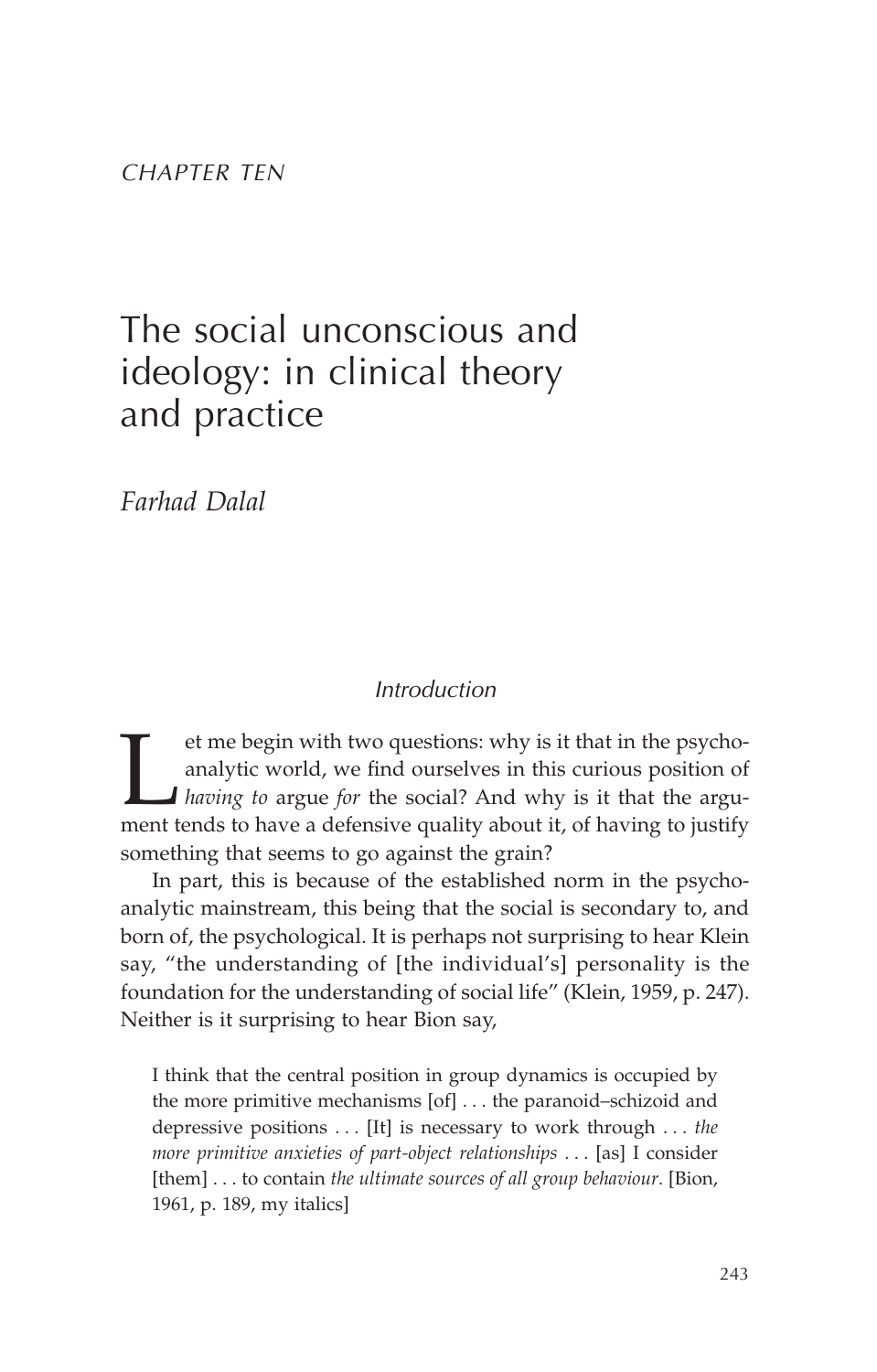*CHAPTER TEN*

# The social unconscious and ideology: in clinical theory and practice

*Farhad Dalal*

## *Introduction*

Let me begin with two questions: why is it that in the psychoanalytic world, we find ourselves in this curious position of *having to* argue *for* the social? And why is it that the argument tends to have a defensive quality about it, of having to justify something that seems to go against the grain?

In part, this is because of the established norm in the psychoanalytic mainstream, this being that the social is secondary to, and born of, the psychological. It is perhaps not surprising to hear Klein say, "the understanding of [the individual's] personality is the foundation for the understanding of social life" (Klein, 1959, p. 247). Neither is it surprising to hear Bion say,

> I think that the central position in group dynamics is occupied by the more primitive mechanisms [of] . . . the paranoid–schizoid and depressive positions . . . [It] is necessary to work through . . . *the more primitive anxieties of part-object relationships* . . . [as] I consider [them] . . . to contain *the ultimate sources of all group behaviour*. [Bion, 1961, p. 189, my italics]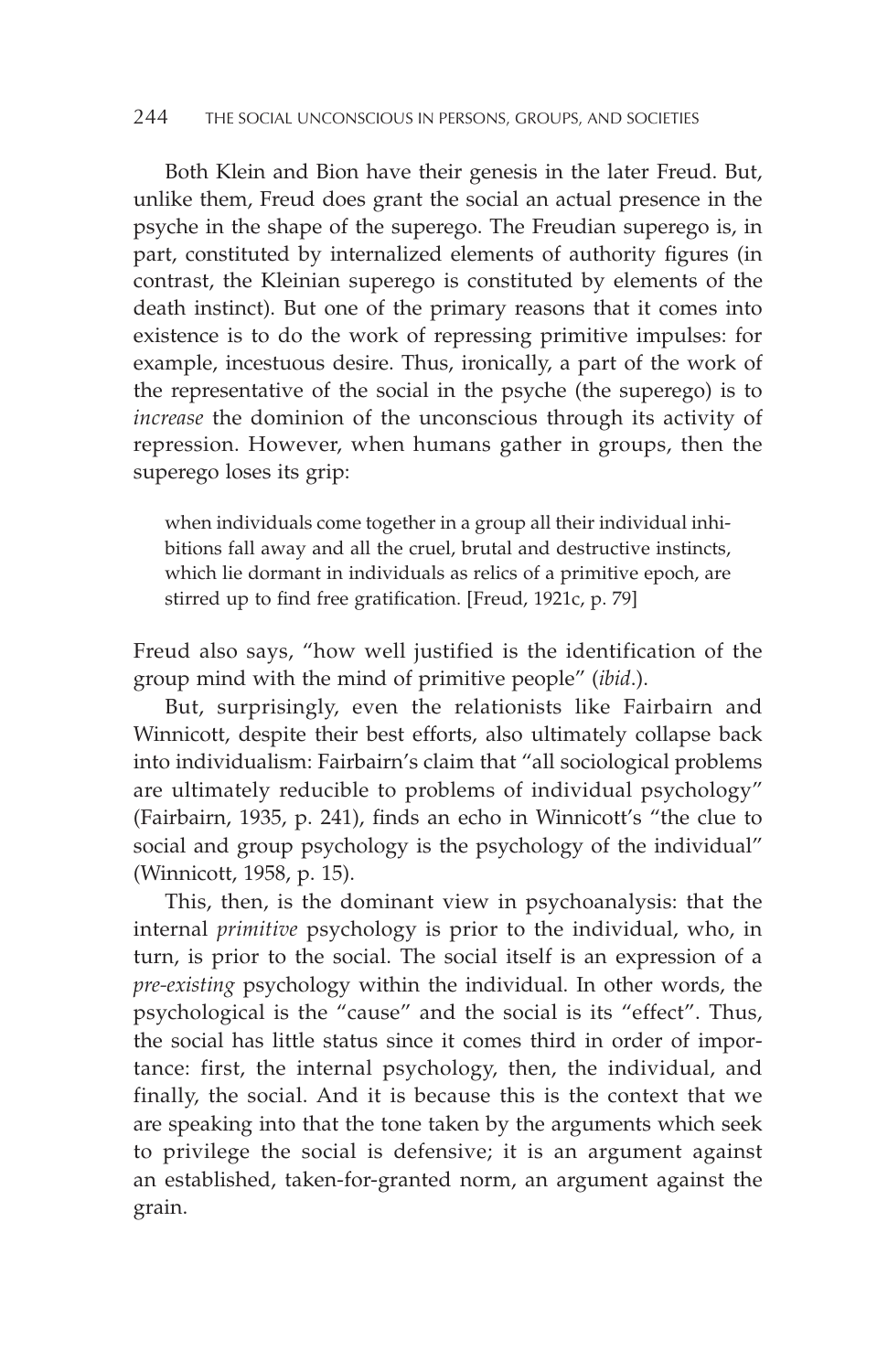Both Klein and Bion have their genesis in the later Freud. But, unlike them, Freud does grant the social an actual presence in the psyche in the shape of the superego. The Freudian superego is, in part, constituted by internalized elements of authority figures (in contrast, the Kleinian superego is constituted by elements of the death instinct). But one of the primary reasons that it comes into existence is to do the work of repressing primitive impulses: for example, incestuous desire. Thus, ironically, a part of the work of the representative of the social in the psyche (the superego) is to *increase* the dominion of the unconscious through its activity of repression. However, when humans gather in groups, then the superego loses its grip:

> when individuals come together in a group all their individual inhibitions fall away and all the cruel, brutal and destructive instincts, which lie dormant in individuals as relics of a primitive epoch, are stirred up to find free gratification. [Freud, 1921c, p. 79]

Freud also says, "how well justified is the identification of the group mind with the mind of primitive people" (*ibid*.).

But, surprisingly, even the relationists like Fairbairn and Winnicott, despite their best efforts, also ultimately collapse back into individualism: Fairbairn's claim that "all sociological problems are ultimately reducible to problems of individual psychology" (Fairbairn, 1935, p. 241), finds an echo in Winnicott's "the clue to social and group psychology is the psychology of the individual" (Winnicott, 1958, p. 15).

This, then, is the dominant view in psychoanalysis: that the internal *primitive* psychology is prior to the individual, who, in turn, is prior to the social. The social itself is an expression of a *pre-existing* psychology within the individual. In other words, the psychological is the "cause" and the social is its "effect". Thus, the social has little status since it comes third in order of importance: first, the internal psychology, then, the individual, and finally, the social. And it is because this is the context that we are speaking into that the tone taken by the arguments which seek to privilege the social is defensive; it is an argument against an established, taken-for-granted norm, an argument against the grain.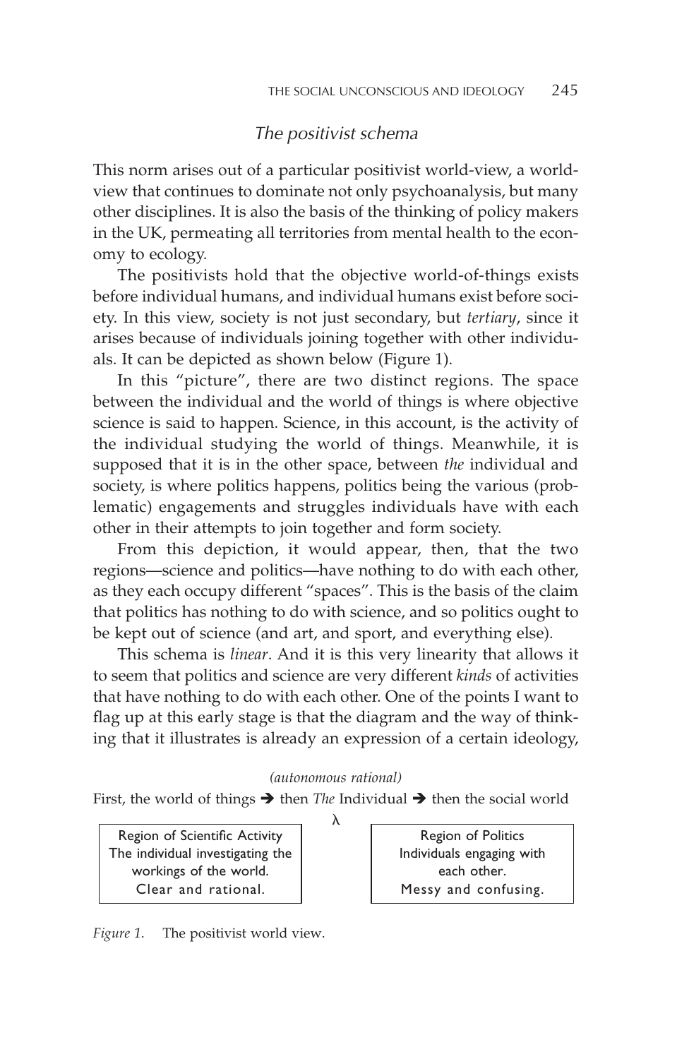## *The positivist schema*

This norm arises out of a particular positivist world-view, a world-view that continues to dominate not only psychoanalysis, but many other disciplines. It is also the basis of the thinking of policy makers in the UK, permeating all territories from mental health to the economy to ecology.

The positivists hold that the objective world-of-things exists before individual humans, and individual humans exist before society. In this view, society is not just secondary, but *tertiary*, since it arises because of individuals joining together with other individuals. It can be depicted as shown below (Figure 1).

In this "picture", there are two distinct regions. The space between the individual and the world of things is where objective science is said to happen. Science, in this account, is the activity of the individual studying the world of things. Meanwhile, it is supposed that it is in the other space, between *the* individual and society, is where politics happens, politics being the various (problematic) engagements and struggles individuals have with each other in their attempts to join together and form society.

From this depiction, it would appear, then, that the two regions—science and politics—have nothing to do with each other, as they each occupy different "spaces". This is the basis of the claim that politics has nothing to do with science, and so politics ought to be kept out of science (and art, and sport, and everything else).

This schema is *linear*. And it is this very linearity that allows it to seem that politics and science are very different *kinds* of activities that have nothing to do with each other. One of the points I want to flag up at this early stage is that the diagram and the way of thinking that it illustrates is already an expression of a certain ideology,

*(autonomous rational)*

First, the world of things ➔ then *The* Individual ➔ then the social world

λ

| Region of Scientific Activity<br>The individual investigating the workings of the world.<br>Clear and rational. | Region of Politics<br>Individuals engaging with each other.<br>Messy and confusing. |
|---|---|

*Figure 1.* The positivist world view.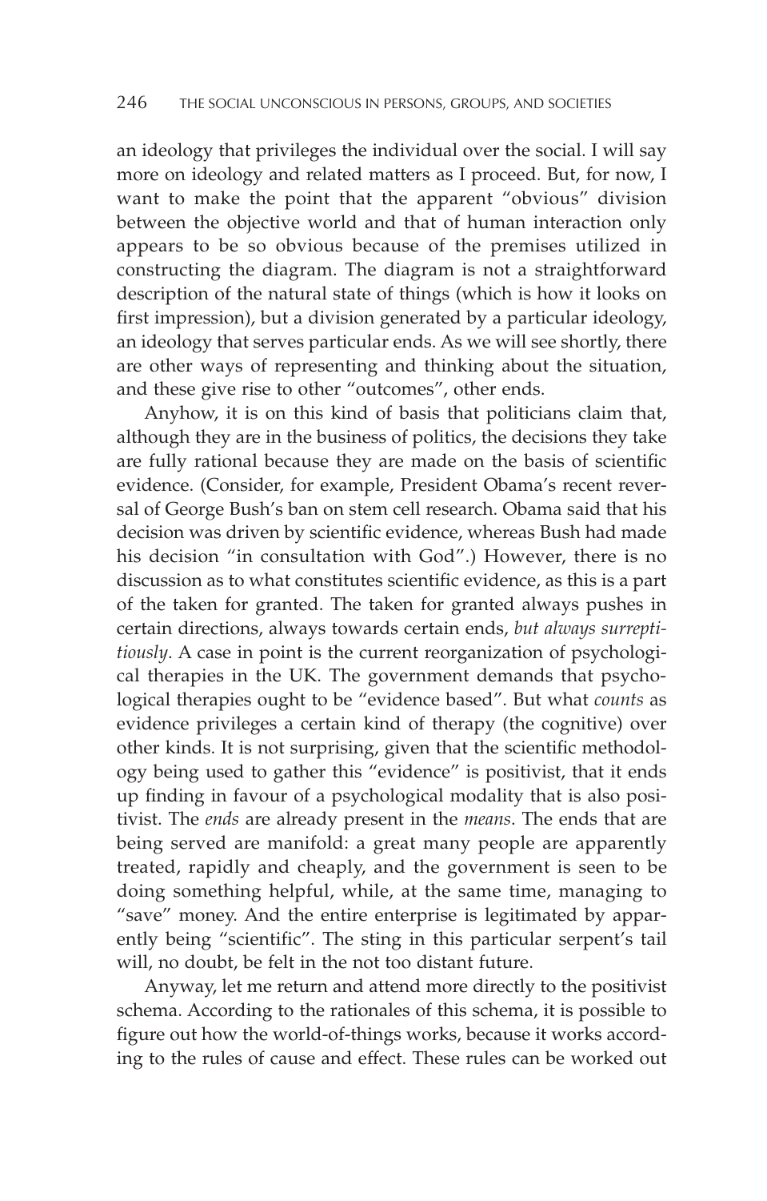an ideology that privileges the individual over the social. I will say more on ideology and related matters as I proceed. But, for now, I want to make the point that the apparent "obvious" division between the objective world and that of human interaction only appears to be so obvious because of the premises utilized in constructing the diagram. The diagram is not a straightforward description of the natural state of things (which is how it looks on first impression), but a division generated by a particular ideology, an ideology that serves particular ends. As we will see shortly, there are other ways of representing and thinking about the situation, and these give rise to other "outcomes", other ends.

Anyhow, it is on this kind of basis that politicians claim that, although they are in the business of politics, the decisions they take are fully rational because they are made on the basis of scientific evidence. (Consider, for example, President Obama's recent reversal of George Bush's ban on stem cell research. Obama said that his decision was driven by scientific evidence, whereas Bush had made his decision "in consultation with God".) However, there is no discussion as to what constitutes scientific evidence, as this is a part of the taken for granted. The taken for granted always pushes in certain directions, always towards certain ends, *but always surreptitiously*. A case in point is the current reorganization of psychological therapies in the UK. The government demands that psychological therapies ought to be "evidence based". But what *counts* as evidence privileges a certain kind of therapy (the cognitive) over other kinds. It is not surprising, given that the scientific methodology being used to gather this "evidence" is positivist, that it ends up finding in favour of a psychological modality that is also positivist. The *ends* are already present in the *means*. The ends that are being served are manifold: a great many people are apparently treated, rapidly and cheaply, and the government is seen to be doing something helpful, while, at the same time, managing to "save" money. And the entire enterprise is legitimated by apparently being "scientific". The sting in this particular serpent's tail will, no doubt, be felt in the not too distant future.

Anyway, let me return and attend more directly to the positivist schema. According to the rationales of this schema, it is possible to figure out how the world-of-things works, because it works according to the rules of cause and effect. These rules can be worked out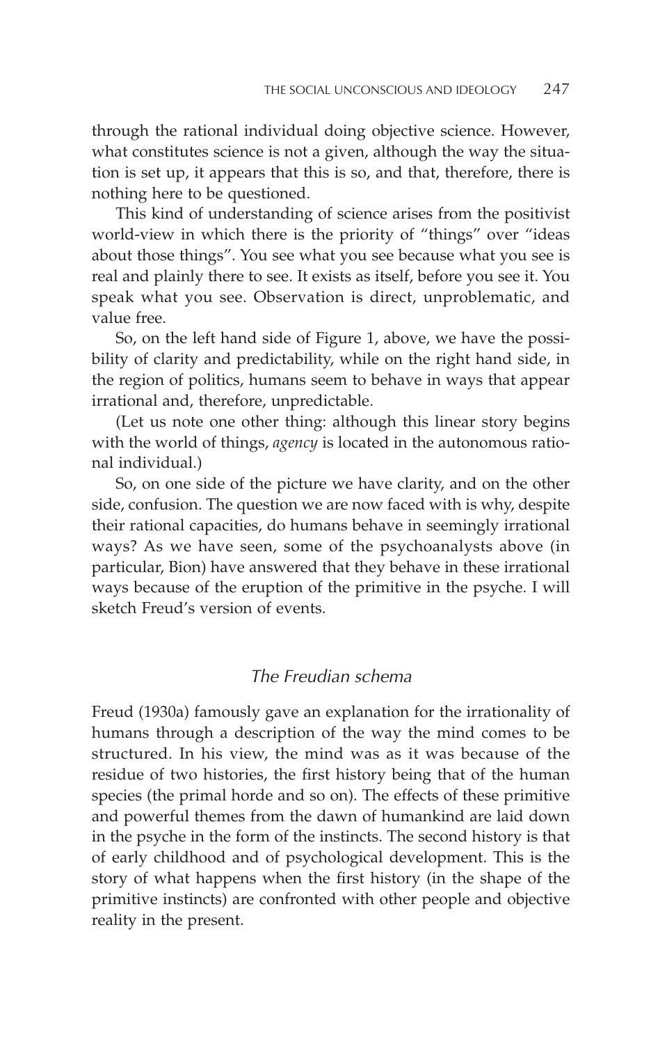through the rational individual doing objective science. However, what constitutes science is not a given, although the way the situation is set up, it appears that this is so, and that, therefore, there is nothing here to be questioned.

This kind of understanding of science arises from the positivist world-view in which there is the priority of "things" over "ideas about those things". You see what you see because what you see is real and plainly there to see. It exists as itself, before you see it. You speak what you see. Observation is direct, unproblematic, and value free.

So, on the left hand side of Figure 1, above, we have the possibility of clarity and predictability, while on the right hand side, in the region of politics, humans seem to behave in ways that appear irrational and, therefore, unpredictable.

(Let us note one other thing: although this linear story begins with the world of things, *agency* is located in the autonomous rational individual.)

So, on one side of the picture we have clarity, and on the other side, confusion. The question we are now faced with is why, despite their rational capacities, do humans behave in seemingly irrational ways? As we have seen, some of the psychoanalysts above (in particular, Bion) have answered that they behave in these irrational ways because of the eruption of the primitive in the psyche. I will sketch Freud's version of events.

## *The Freudian schema*

Freud (1930a) famously gave an explanation for the irrationality of humans through a description of the way the mind comes to be structured. In his view, the mind was as it was because of the residue of two histories, the first history being that of the human species (the primal horde and so on). The effects of these primitive and powerful themes from the dawn of humankind are laid down in the psyche in the form of the instincts. The second history is that of early childhood and of psychological development. This is the story of what happens when the first history (in the shape of the primitive instincts) are confronted with other people and objective reality in the present.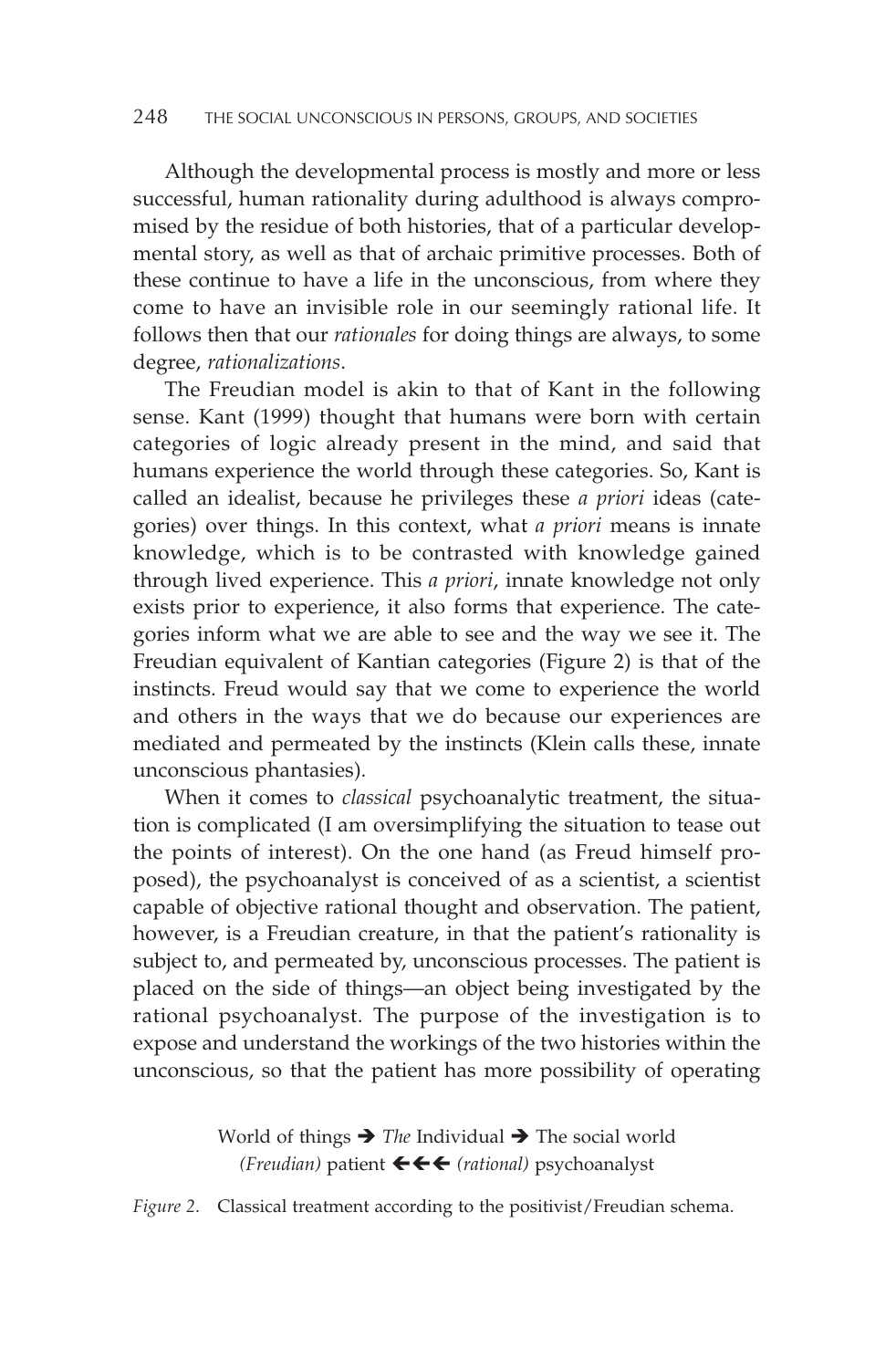Although the developmental process is mostly and more or less successful, human rationality during adulthood is always compromised by the residue of both histories, that of a particular developmental story, as well as that of archaic primitive processes. Both of these continue to have a life in the unconscious, from where they come to have an invisible role in our seemingly rational life. It follows then that our *rationales* for doing things are always, to some degree, *rationalizations*.

The Freudian model is akin to that of Kant in the following sense. Kant (1999) thought that humans were born with certain categories of logic already present in the mind, and said that humans experience the world through these categories. So, Kant is called an idealist, because he privileges these *a priori* ideas (categories) over things. In this context, what *a priori* means is innate knowledge, which is to be contrasted with knowledge gained through lived experience. This *a priori*, innate knowledge not only exists prior to experience, it also forms that experience. The categories inform what we are able to see and the way we see it. The Freudian equivalent of Kantian categories (Figure 2) is that of the instincts. Freud would say that we come to experience the world and others in the ways that we do because our experiences are mediated and permeated by the instincts (Klein calls these, innate unconscious phantasies).

When it comes to *classical* psychoanalytic treatment, the situation is complicated (I am oversimplifying the situation to tease out the points of interest). On the one hand (as Freud himself proposed), the psychoanalyst is conceived of as a scientist, a scientist capable of objective rational thought and observation. The patient, however, is a Freudian creature, in that the patient's rationality is subject to, and permeated by, unconscious processes. The patient is placed on the side of things—an object being investigated by the rational psychoanalyst. The purpose of the investigation is to expose and understand the workings of the two histories within the unconscious, so that the patient has more possibility of operating

World of things ➔ *The* Individual ➔ The social world
*(Freudian)* patient ←←← *(rational)* psychoanalyst

*Figure 2.* Classical treatment according to the positivist/Freudian schema.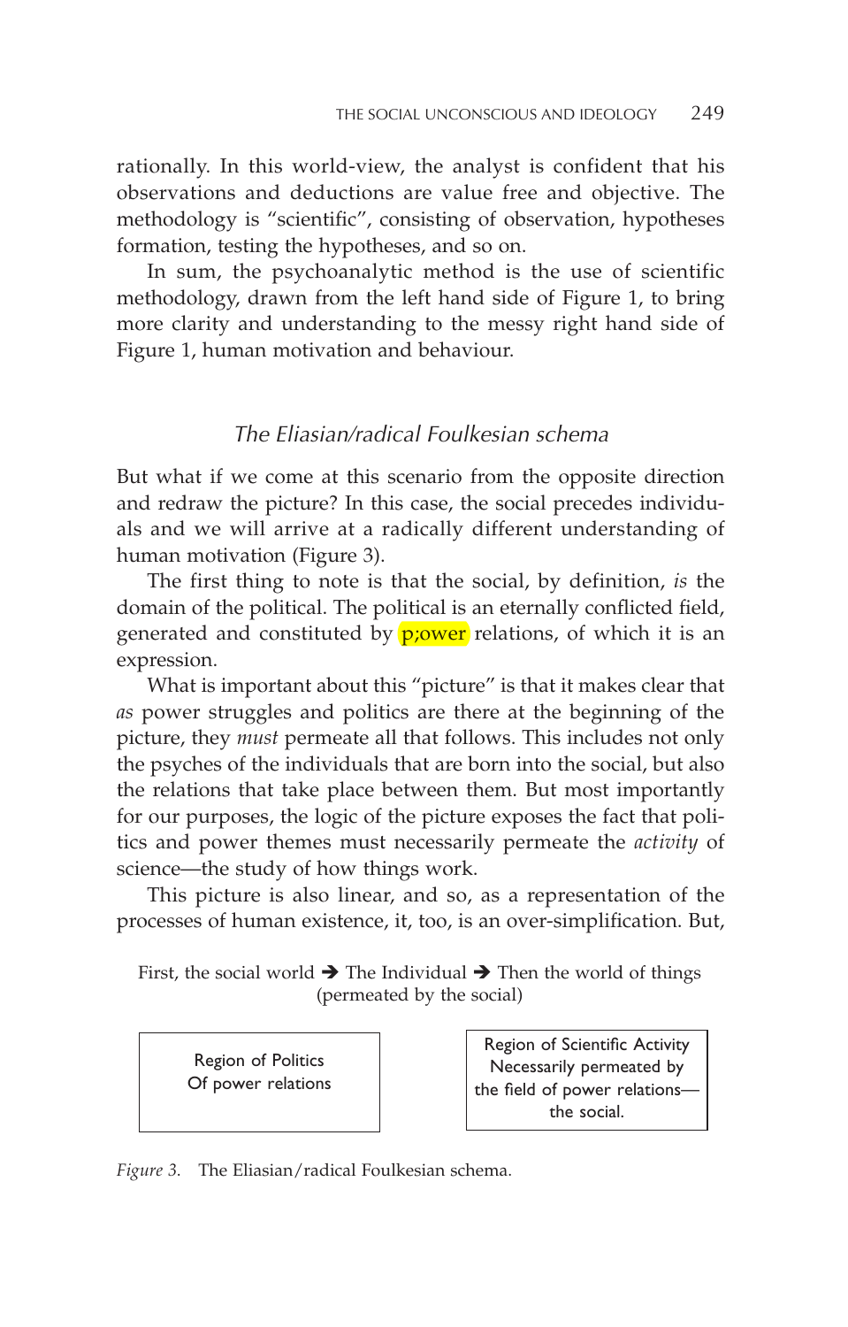rationally. In this world-view, the analyst is confident that his observations and deductions are value free and objective. The methodology is "scientific", consisting of observation, hypotheses formation, testing the hypotheses, and so on.

In sum, the psychoanalytic method is the use of scientific methodology, drawn from the left hand side of Figure 1, to bring more clarity and understanding to the messy right hand side of Figure 1, human motivation and behaviour.

### *The Eliasian/radical Foulkesian schema*

But what if we come at this scenario from the opposite direction and redraw the picture? In this case, the social precedes individuals and we will arrive at a radically different understanding of human motivation (Figure 3).

The first thing to note is that the social, by definition, *is* the domain of the political. The political is an eternally conflicted field, generated and constituted by p;ower relations, of which it is an expression.

What is important about this "picture" is that it makes clear that *as* power struggles and politics are there at the beginning of the picture, they *must* permeate all that follows. This includes not only the psyches of the individuals that are born into the social, but also the relations that take place between them. But most importantly for our purposes, the logic of the picture exposes the fact that politics and power themes must necessarily permeate the *activity* of science—the study of how things work.

This picture is also linear, and so, as a representation of the processes of human existence, it, too, is an over-simplification. But,

First, the social world ➔ The Individual ➔ Then the world of things (permeated by the social)

| Region of Politics Of power relations | Region of Scientific Activity Necessarily permeated by the field of power relations—the social. |
|---|---|

*Figure 3.* The Eliasian/radical Foulkesian schema.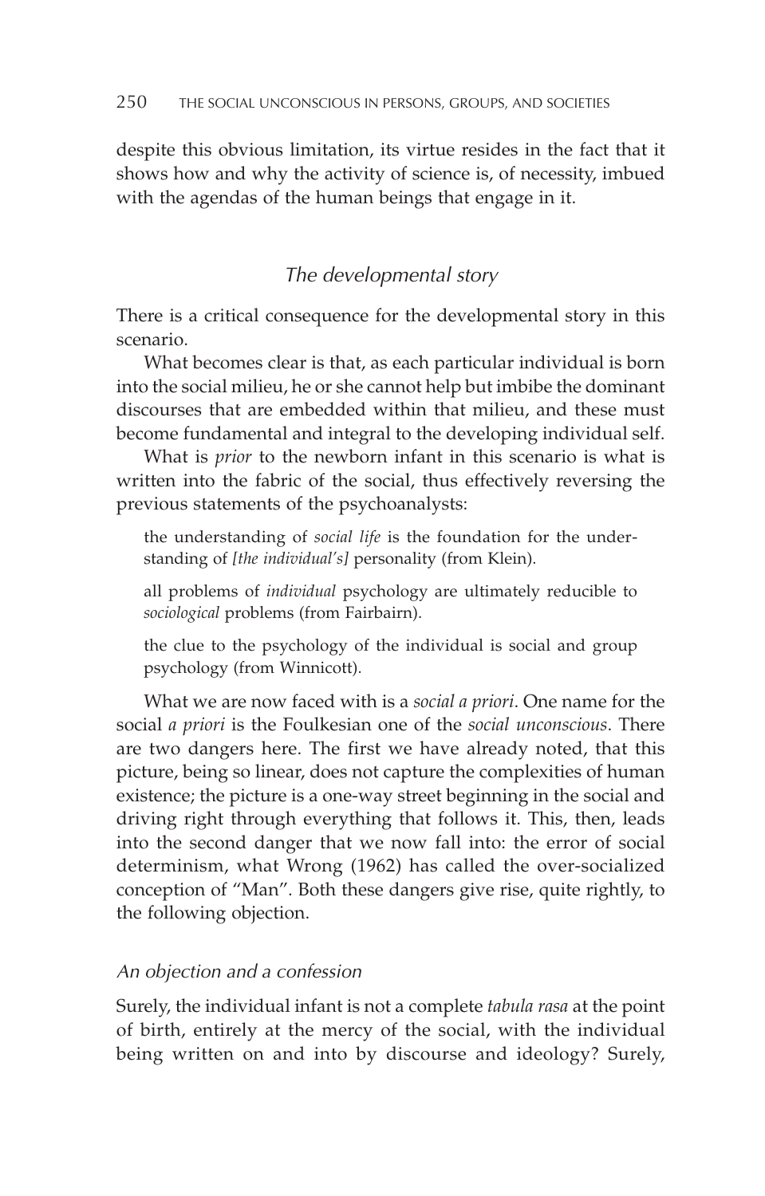despite this obvious limitation, its virtue resides in the fact that it shows how and why the activity of science is, of necessity, imbued with the agendas of the human beings that engage in it.

## *The developmental story*

There is a critical consequence for the developmental story in this scenario.

What becomes clear is that, as each particular individual is born into the social milieu, he or she cannot help but imbibe the dominant discourses that are embedded within that milieu, and these must become fundamental and integral to the developing individual self.

What is *prior* to the newborn infant in this scenario is what is written into the fabric of the social, thus effectively reversing the previous statements of the psychoanalysts:

> the understanding of *social life* is the foundation for the understanding of *[the individual's]* personality (from Klein).
>
> all problems of *individual* psychology are ultimately reducible to *sociological* problems (from Fairbairn).
>
> the clue to the psychology of the individual is social and group psychology (from Winnicott).

What we are now faced with is a *social a priori*. One name for the social *a priori* is the Foulkesian one of the *social unconscious*. There are two dangers here. The first we have already noted, that this picture, being so linear, does not capture the complexities of human existence; the picture is a one-way street beginning in the social and driving right through everything that follows it. This, then, leads into the second danger that we now fall into: the error of social determinism, what Wrong (1962) has called the over-socialized conception of "Man". Both these dangers give rise, quite rightly, to the following objection.

### *An objection and a confession*

Surely, the individual infant is not a complete *tabula rasa* at the point of birth, entirely at the mercy of the social, with the individual being written on and into by discourse and ideology? Surely,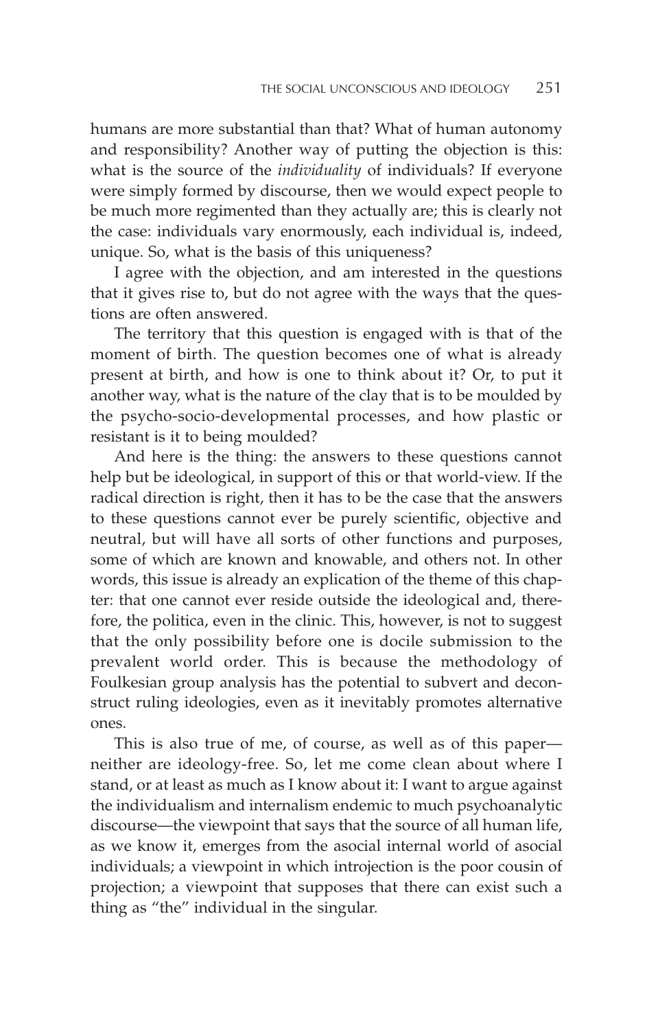humans are more substantial than that? What of human autonomy and responsibility? Another way of putting the objection is this: what is the source of the *individuality* of individuals? If everyone were simply formed by discourse, then we would expect people to be much more regimented than they actually are; this is clearly not the case: individuals vary enormously, each individual is, indeed, unique. So, what is the basis of this uniqueness?

I agree with the objection, and am interested in the questions that it gives rise to, but do not agree with the ways that the questions are often answered.

The territory that this question is engaged with is that of the moment of birth. The question becomes one of what is already present at birth, and how is one to think about it? Or, to put it another way, what is the nature of the clay that is to be moulded by the psycho-socio-developmental processes, and how plastic or resistant is it to being moulded?

And here is the thing: the answers to these questions cannot help but be ideological, in support of this or that world-view. If the radical direction is right, then it has to be the case that the answers to these questions cannot ever be purely scientific, objective and neutral, but will have all sorts of other functions and purposes, some of which are known and knowable, and others not. In other words, this issue is already an explication of the theme of this chapter: that one cannot ever reside outside the ideological and, therefore, the politica, even in the clinic. This, however, is not to suggest that the only possibility before one is docile submission to the prevalent world order. This is because the methodology of Foulkesian group analysis has the potential to subvert and deconstruct ruling ideologies, even as it inevitably promotes alternative ones.

This is also true of me, of course, as well as of this paper—neither are ideology-free. So, let me come clean about where I stand, or at least as much as I know about it: I want to argue against the individualism and internalism endemic to much psychoanalytic discourse—the viewpoint that says that the source of all human life, as we know it, emerges from the asocial internal world of asocial individuals; a viewpoint in which introjection is the poor cousin of projection; a viewpoint that supposes that there can exist such a thing as "the" individual in the singular.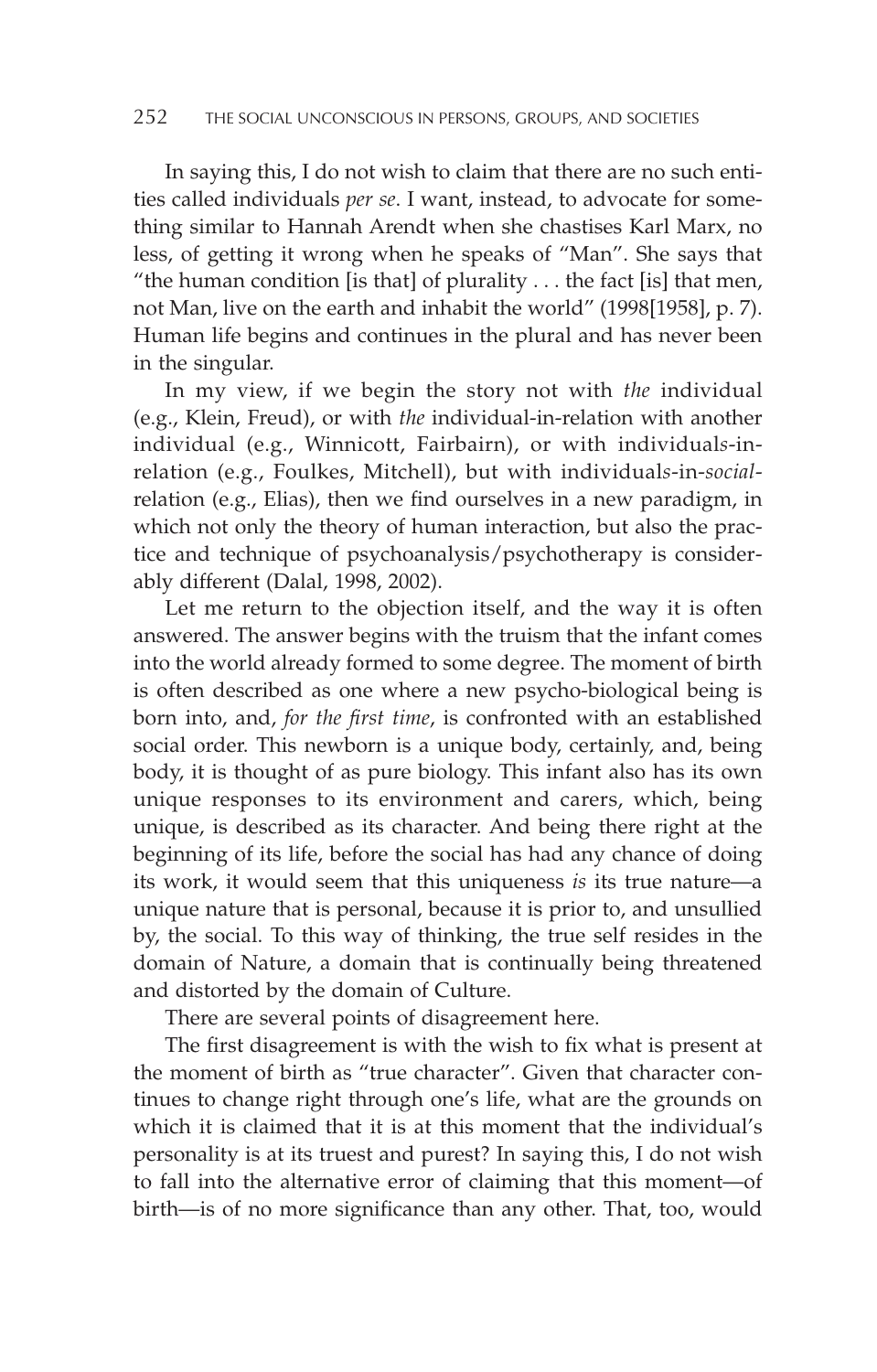In saying this, I do not wish to claim that there are no such entities called individuals *per se*. I want, instead, to advocate for something similar to Hannah Arendt when she chastises Karl Marx, no less, of getting it wrong when he speaks of "Man". She says that "the human condition [is that] of plurality . . . the fact [is] that men, not Man, live on the earth and inhabit the world" (1998[1958], p. 7). Human life begins and continues in the plural and has never been in the singular.

In my view, if we begin the story not with *the* individual (e.g., Klein, Freud), or with *the* individual-in-relation with another individual (e.g., Winnicott, Fairbairn), or with individual*s*-in-relation (e.g., Foulkes, Mitchell), but with individual*s*-in-*social*-relation (e.g., Elias), then we find ourselves in a new paradigm, in which not only the theory of human interaction, but also the practice and technique of psychoanalysis/psychotherapy is considerably different (Dalal, 1998, 2002).

Let me return to the objection itself, and the way it is often answered. The answer begins with the truism that the infant comes into the world already formed to some degree. The moment of birth is often described as one where a new psycho-biological being is born into, and, *for the first time*, is confronted with an established social order. This newborn is a unique body, certainly, and, being body, it is thought of as pure biology. This infant also has its own unique responses to its environment and carers, which, being unique, is described as its character. And being there right at the beginning of its life, before the social has had any chance of doing its work, it would seem that this uniqueness *is* its true nature—a unique nature that is personal, because it is prior to, and unsullied by, the social. To this way of thinking, the true self resides in the domain of Nature, a domain that is continually being threatened and distorted by the domain of Culture.

There are several points of disagreement here.

The first disagreement is with the wish to fix what is present at the moment of birth as "true character". Given that character continues to change right through one's life, what are the grounds on which it is claimed that it is at this moment that the individual's personality is at its truest and purest? In saying this, I do not wish to fall into the alternative error of claiming that this moment—of birth—is of no more significance than any other. That, too, would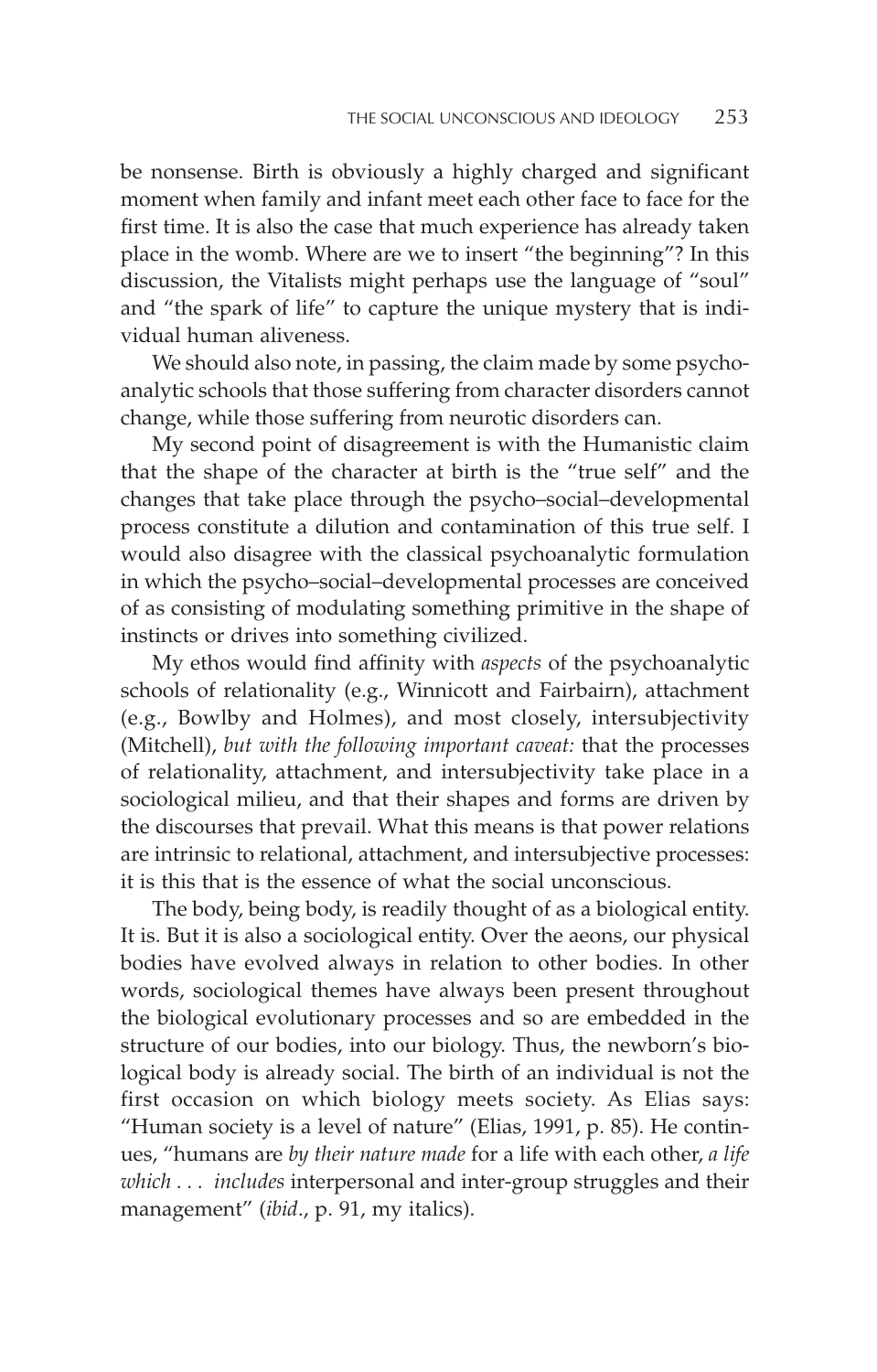be nonsense. Birth is obviously a highly charged and significant moment when family and infant meet each other face to face for the first time. It is also the case that much experience has already taken place in the womb. Where are we to insert "the beginning"? In this discussion, the Vitalists might perhaps use the language of "soul" and "the spark of life" to capture the unique mystery that is individual human aliveness.

We should also note, in passing, the claim made by some psychoanalytic schools that those suffering from character disorders cannot change, while those suffering from neurotic disorders can.

My second point of disagreement is with the Humanistic claim that the shape of the character at birth is the "true self" and the changes that take place through the psycho–social–developmental process constitute a dilution and contamination of this true self. I would also disagree with the classical psychoanalytic formulation in which the psycho–social–developmental processes are conceived of as consisting of modulating something primitive in the shape of instincts or drives into something civilized.

My ethos would find affinity with *aspects* of the psychoanalytic schools of relationality (e.g., Winnicott and Fairbairn), attachment (e.g., Bowlby and Holmes), and most closely, intersubjectivity (Mitchell), *but with the following important caveat:* that the processes of relationality, attachment, and intersubjectivity take place in a sociological milieu, and that their shapes and forms are driven by the discourses that prevail. What this means is that power relations are intrinsic to relational, attachment, and intersubjective processes: it is this that is the essence of what the social unconscious.

The body, being body, is readily thought of as a biological entity. It is. But it is also a sociological entity. Over the aeons, our physical bodies have evolved always in relation to other bodies. In other words, sociological themes have always been present throughout the biological evolutionary processes and so are embedded in the structure of our bodies, into our biology. Thus, the newborn's biological body is already social. The birth of an individual is not the first occasion on which biology meets society. As Elias says: "Human society is a level of nature" (Elias, 1991, p. 85). He continues, "humans are *by their nature made* for a life with each other, *a life which . . . includes* interpersonal and inter-group struggles and their management" (*ibid*., p. 91, my italics).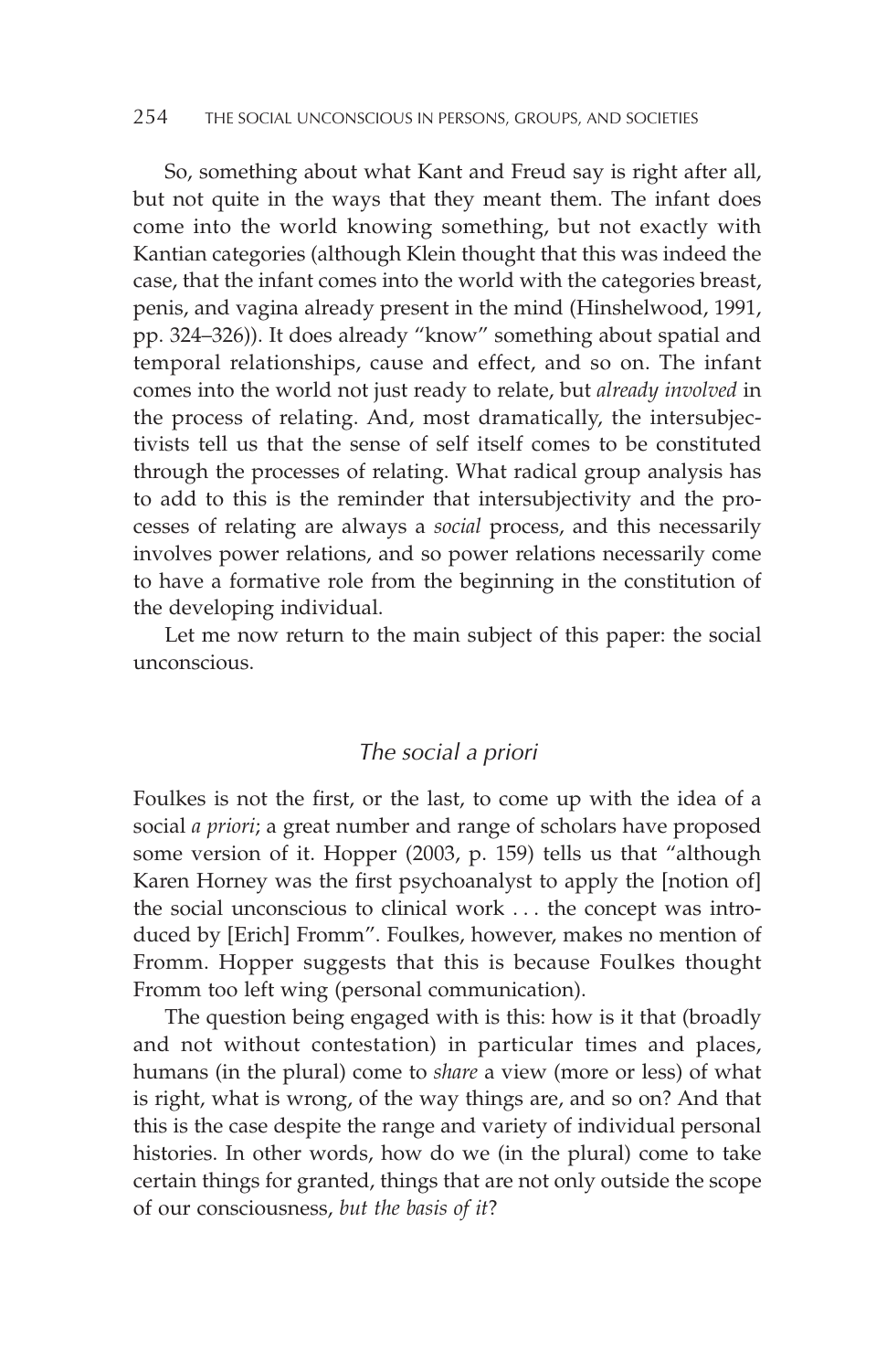So, something about what Kant and Freud say is right after all, but not quite in the ways that they meant them. The infant does come into the world knowing something, but not exactly with Kantian categories (although Klein thought that this was indeed the case, that the infant comes into the world with the categories breast, penis, and vagina already present in the mind (Hinshelwood, 1991, pp. 324–326)). It does already "know" something about spatial and temporal relationships, cause and effect, and so on. The infant comes into the world not just ready to relate, but *already involved* in the process of relating. And, most dramatically, the intersubjectivists tell us that the sense of self itself comes to be constituted through the processes of relating. What radical group analysis has to add to this is the reminder that intersubjectivity and the processes of relating are always a *social* process, and this necessarily involves power relations, and so power relations necessarily come to have a formative role from the beginning in the constitution of the developing individual.

Let me now return to the main subject of this paper: the social unconscious.

## *The social a priori*

Foulkes is not the first, or the last, to come up with the idea of a social *a priori*; a great number and range of scholars have proposed some version of it. Hopper (2003, p. 159) tells us that "although Karen Horney was the first psychoanalyst to apply the [notion of] the social unconscious to clinical work . . . the concept was introduced by [Erich] Fromm". Foulkes, however, makes no mention of Fromm. Hopper suggests that this is because Foulkes thought Fromm too left wing (personal communication).

The question being engaged with is this: how is it that (broadly and not without contestation) in particular times and places, humans (in the plural) come to *share* a view (more or less) of what is right, what is wrong, of the way things are, and so on? And that this is the case despite the range and variety of individual personal histories. In other words, how do we (in the plural) come to take certain things for granted, things that are not only outside the scope of our consciousness, *but the basis of it*?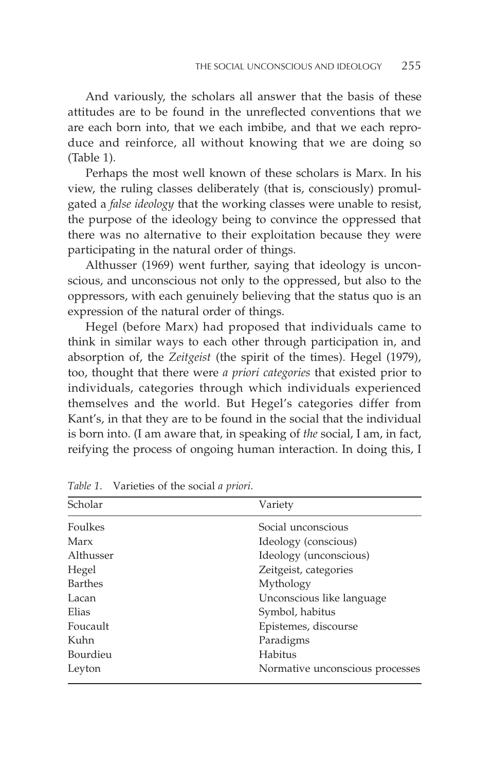And variously, the scholars all answer that the basis of these attitudes are to be found in the unreflected conventions that we are each born into, that we each imbibe, and that we each reproduce and reinforce, all without knowing that we are doing so (Table 1).

Perhaps the most well known of these scholars is Marx. In his view, the ruling classes deliberately (that is, consciously) promulgated a *false ideology* that the working classes were unable to resist, the purpose of the ideology being to convince the oppressed that there was no alternative to their exploitation because they were participating in the natural order of things.

Althusser (1969) went further, saying that ideology is unconscious, and unconscious not only to the oppressed, but also to the oppressors, with each genuinely believing that the status quo is an expression of the natural order of things.

Hegel (before Marx) had proposed that individuals came to think in similar ways to each other through participation in, and absorption of, the *Zeitgeist* (the spirit of the times). Hegel (1979), too, thought that there were *a priori categories* that existed prior to individuals, categories through which individuals experienced themselves and the world. But Hegel's categories differ from Kant's, in that they are to be found in the social that the individual is born into. (I am aware that, in speaking of *the* social, I am, in fact, reifying the process of ongoing human interaction. In doing this, I

*Table 1.* Varieties of the social *a priori*.

| Scholar | Variety |
|---|---|
| Foulkes | Social unconscious |
| Marx | Ideology (conscious) |
| Althusser | Ideology (unconscious) |
| Hegel | Zeitgeist, categories |
| Barthes | Mythology |
| Lacan | Unconscious like language |
| Elias | Symbol, habitus |
| Foucault | Epistemes, discourse |
| Kuhn | Paradigms |
| Bourdieu | Habitus |
| Leyton | Normative unconscious processes |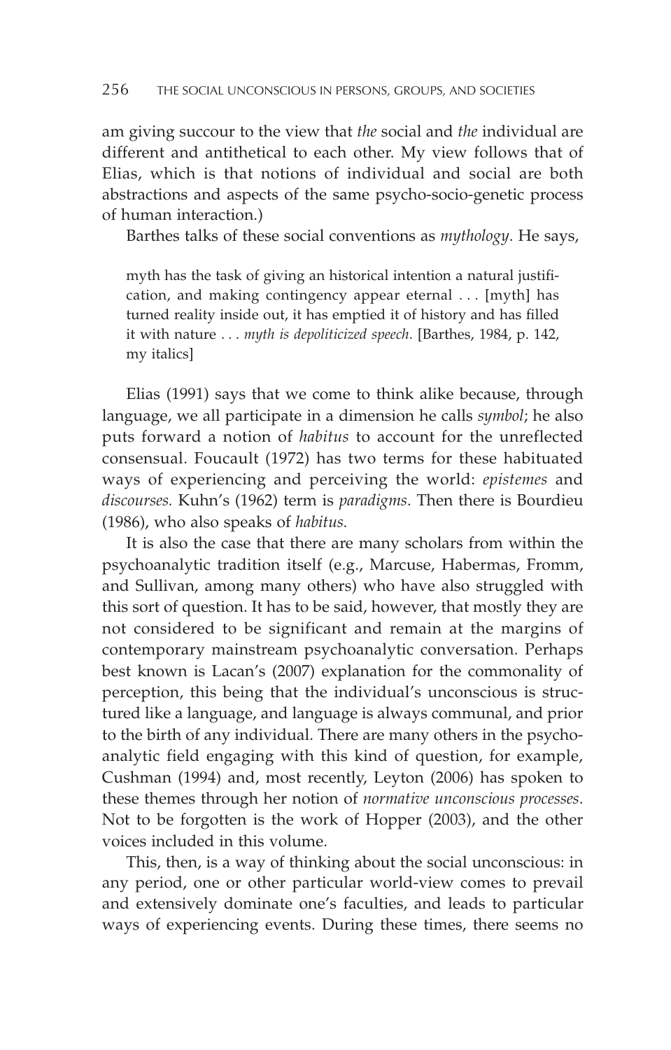am giving succour to the view that *the* social and *the* individual are different and antithetical to each other. My view follows that of Elias, which is that notions of individual and social are both abstractions and aspects of the same psycho-socio-genetic process of human interaction.)

Barthes talks of these social conventions as *mythology*. He says,

> myth has the task of giving an historical intention a natural justification, and making contingency appear eternal . . . [myth] has turned reality inside out, it has emptied it of history and has filled it with nature . . . *myth is depoliticized speech*. [Barthes, 1984, p. 142, my italics]

Elias (1991) says that we come to think alike because, through language, we all participate in a dimension he calls *symbol*; he also puts forward a notion of *habitus* to account for the unreflected consensual. Foucault (1972) has two terms for these habituated ways of experiencing and perceiving the world: *epistemes* and *discourses.* Kuhn's (1962) term is *paradigms*. Then there is Bourdieu (1986), who also speaks of *habitus.*

It is also the case that there are many scholars from within the psychoanalytic tradition itself (e.g., Marcuse, Habermas, Fromm, and Sullivan, among many others) who have also struggled with this sort of question. It has to be said, however, that mostly they are not considered to be significant and remain at the margins of contemporary mainstream psychoanalytic conversation. Perhaps best known is Lacan's (2007) explanation for the commonality of perception, this being that the individual's unconscious is structured like a language, and language is always communal, and prior to the birth of any individual. There are many others in the psychoanalytic field engaging with this kind of question, for example, Cushman (1994) and, most recently, Leyton (2006) has spoken to these themes through her notion of *normative unconscious processes*. Not to be forgotten is the work of Hopper (2003), and the other voices included in this volume.

This, then, is a way of thinking about the social unconscious: in any period, one or other particular world-view comes to prevail and extensively dominate one's faculties, and leads to particular ways of experiencing events. During these times, there seems no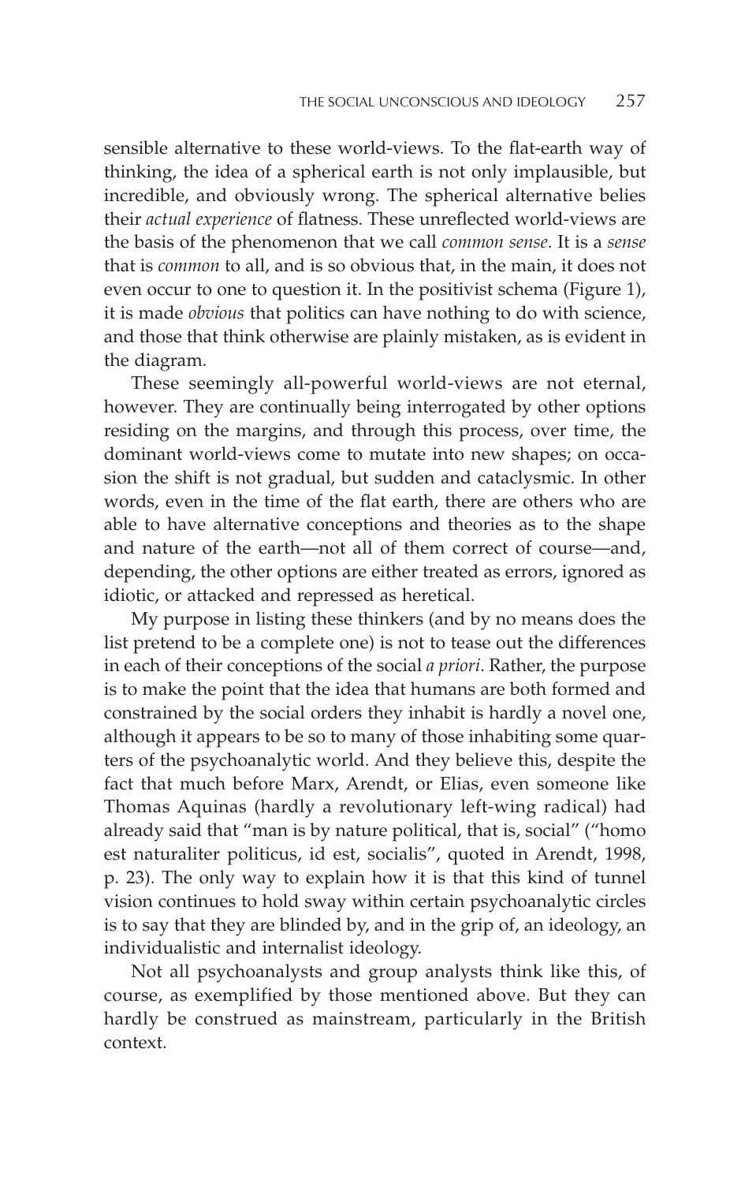sensible alternative to these world-views. To the flat-earth way of thinking, the idea of a spherical earth is not only implausible, but incredible, and obviously wrong. The spherical alternative belies their *actual experience* of flatness. These unreflected world-views are the basis of the phenomenon that we call *common sense*. It is a *sense* that is *common* to all, and is so obvious that, in the main, it does not even occur to one to question it. In the positivist schema (Figure 1), it is made *obvious* that politics can have nothing to do with science, and those that think otherwise are plainly mistaken, as is evident in the diagram.

These seemingly all-powerful world-views are not eternal, however. They are continually being interrogated by other options residing on the margins, and through this process, over time, the dominant world-views come to mutate into new shapes; on occasion the shift is not gradual, but sudden and cataclysmic. In other words, even in the time of the flat earth, there are others who are able to have alternative conceptions and theories as to the shape and nature of the earth—not all of them correct of course—and, depending, the other options are either treated as errors, ignored as idiotic, or attacked and repressed as heretical.

My purpose in listing these thinkers (and by no means does the list pretend to be a complete one) is not to tease out the differences in each of their conceptions of the social *a priori*. Rather, the purpose is to make the point that the idea that humans are both formed and constrained by the social orders they inhabit is hardly a novel one, although it appears to be so to many of those inhabiting some quarters of the psychoanalytic world. And they believe this, despite the fact that much before Marx, Arendt, or Elias, even someone like Thomas Aquinas (hardly a revolutionary left-wing radical) had already said that "man is by nature political, that is, social" ("homo est naturaliter politicus, id est, socialis", quoted in Arendt, 1998, p. 23). The only way to explain how it is that this kind of tunnel vision continues to hold sway within certain psychoanalytic circles is to say that they are blinded by, and in the grip of, an ideology, an individualistic and internalist ideology.

Not all psychoanalysts and group analysts think like this, of course, as exemplified by those mentioned above. But they can hardly be construed as mainstream, particularly in the British context.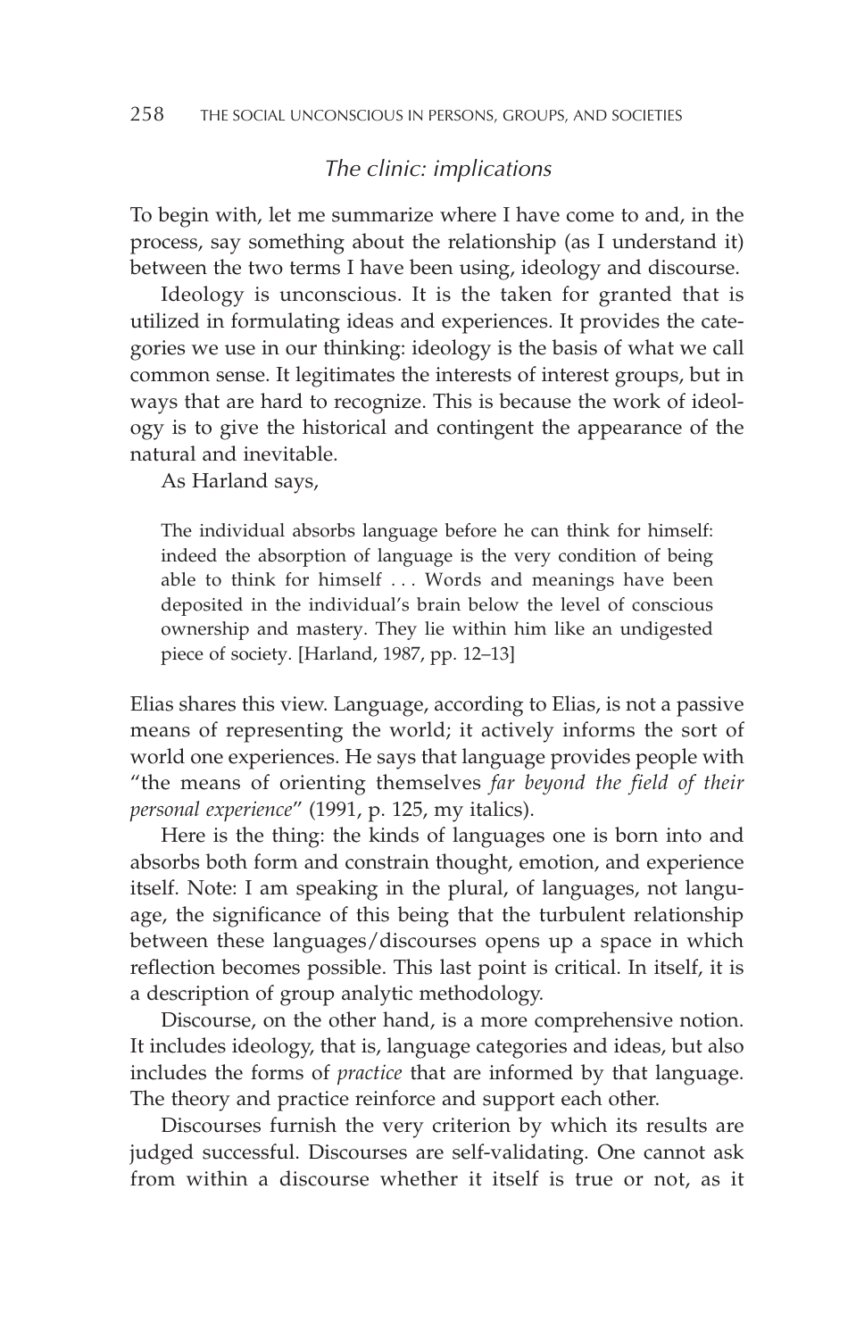## *The clinic: implications*

To begin with, let me summarize where I have come to and, in the process, say something about the relationship (as I understand it) between the two terms I have been using, ideology and discourse.

Ideology is unconscious. It is the taken for granted that is utilized in formulating ideas and experiences. It provides the categories we use in our thinking: ideology is the basis of what we call common sense. It legitimates the interests of interest groups, but in ways that are hard to recognize. This is because the work of ideology is to give the historical and contingent the appearance of the natural and inevitable.

As Harland says,

> The individual absorbs language before he can think for himself: indeed the absorption of language is the very condition of being able to think for himself . . . Words and meanings have been deposited in the individual's brain below the level of conscious ownership and mastery. They lie within him like an undigested piece of society. [Harland, 1987, pp. 12–13]

Elias shares this view. Language, according to Elias, is not a passive means of representing the world; it actively informs the sort of world one experiences. He says that language provides people with "the means of orienting themselves *far beyond the field of their personal experience*" (1991, p. 125, my italics).

Here is the thing: the kinds of languages one is born into and absorbs both form and constrain thought, emotion, and experience itself. Note: I am speaking in the plural, of languages, not language, the significance of this being that the turbulent relationship between these languages/discourses opens up a space in which reflection becomes possible. This last point is critical. In itself, it is a description of group analytic methodology.

Discourse, on the other hand, is a more comprehensive notion. It includes ideology, that is, language categories and ideas, but also includes the forms of *practice* that are informed by that language. The theory and practice reinforce and support each other.

Discourses furnish the very criterion by which its results are judged successful. Discourses are self-validating. One cannot ask from within a discourse whether it itself is true or not, as it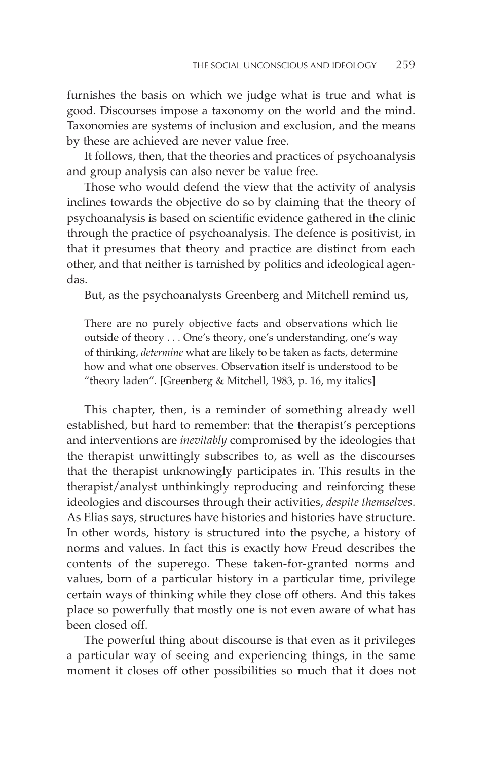furnishes the basis on which we judge what is true and what is good. Discourses impose a taxonomy on the world and the mind. Taxonomies are systems of inclusion and exclusion, and the means by these are achieved are never value free.

It follows, then, that the theories and practices of psychoanalysis and group analysis can also never be value free.

Those who would defend the view that the activity of analysis inclines towards the objective do so by claiming that the theory of psychoanalysis is based on scientific evidence gathered in the clinic through the practice of psychoanalysis. The defence is positivist, in that it presumes that theory and practice are distinct from each other, and that neither is tarnished by politics and ideological agendas.

But, as the psychoanalysts Greenberg and Mitchell remind us,

> There are no purely objective facts and observations which lie outside of theory . . . One's theory, one's understanding, one's way of thinking, *determine* what are likely to be taken as facts, determine how and what one observes. Observation itself is understood to be "theory laden". [Greenberg & Mitchell, 1983, p. 16, my italics]

This chapter, then, is a reminder of something already well established, but hard to remember: that the therapist's perceptions and interventions are *inevitably* compromised by the ideologies that the therapist unwittingly subscribes to, as well as the discourses that the therapist unknowingly participates in. This results in the therapist/analyst unthinkingly reproducing and reinforcing these ideologies and discourses through their activities, *despite themselves*. As Elias says, structures have histories and histories have structure. In other words, history is structured into the psyche, a history of norms and values. In fact this is exactly how Freud describes the contents of the superego. These taken-for-granted norms and values, born of a particular history in a particular time, privilege certain ways of thinking while they close off others. And this takes place so powerfully that mostly one is not even aware of what has been closed off.

The powerful thing about discourse is that even as it privileges a particular way of seeing and experiencing things, in the same moment it closes off other possibilities so much that it does not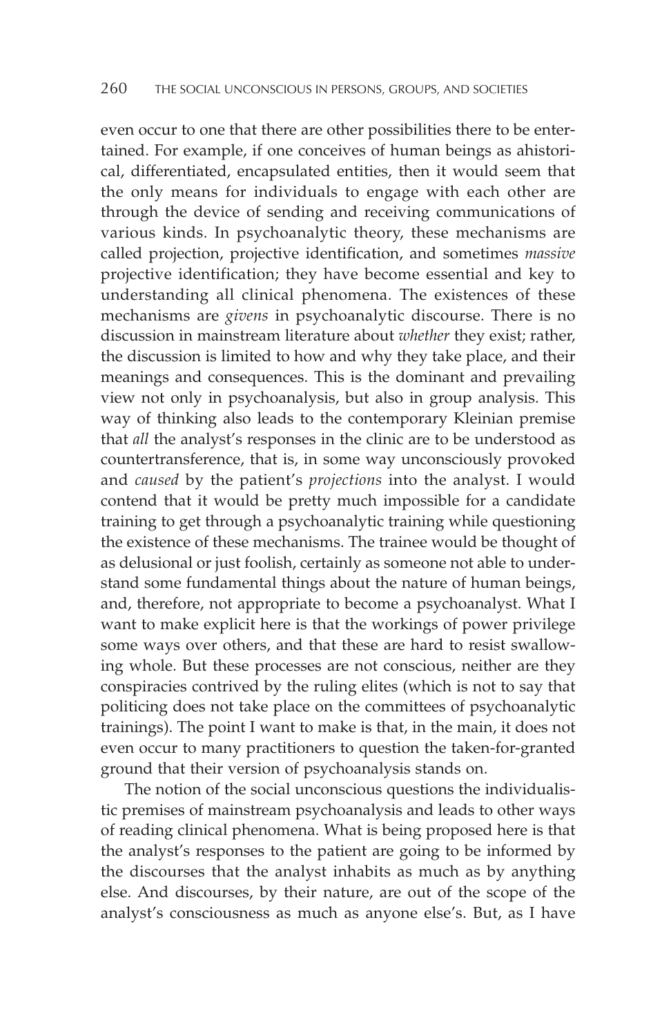even occur to one that there are other possibilities there to be entertained. For example, if one conceives of human beings as ahistorical, differentiated, encapsulated entities, then it would seem that the only means for individuals to engage with each other are through the device of sending and receiving communications of various kinds. In psychoanalytic theory, these mechanisms are called projection, projective identification, and sometimes *massive* projective identification; they have become essential and key to understanding all clinical phenomena. The existences of these mechanisms are *givens* in psychoanalytic discourse. There is no discussion in mainstream literature about *whether* they exist; rather, the discussion is limited to how and why they take place, and their meanings and consequences. This is the dominant and prevailing view not only in psychoanalysis, but also in group analysis. This way of thinking also leads to the contemporary Kleinian premise that *all* the analyst's responses in the clinic are to be understood as countertransference, that is, in some way unconsciously provoked and *caused* by the patient's *projections* into the analyst. I would contend that it would be pretty much impossible for a candidate training to get through a psychoanalytic training while questioning the existence of these mechanisms. The trainee would be thought of as delusional or just foolish, certainly as someone not able to understand some fundamental things about the nature of human beings, and, therefore, not appropriate to become a psychoanalyst. What I want to make explicit here is that the workings of power privilege some ways over others, and that these are hard to resist swallowing whole. But these processes are not conscious, neither are they conspiracies contrived by the ruling elites (which is not to say that politicing does not take place on the committees of psychoanalytic trainings). The point I want to make is that, in the main, it does not even occur to many practitioners to question the taken-for-granted ground that their version of psychoanalysis stands on.

The notion of the social unconscious questions the individualistic premises of mainstream psychoanalysis and leads to other ways of reading clinical phenomena. What is being proposed here is that the analyst's responses to the patient are going to be informed by the discourses that the analyst inhabits as much as by anything else. And discourses, by their nature, are out of the scope of the analyst's consciousness as much as anyone else's. But, as I have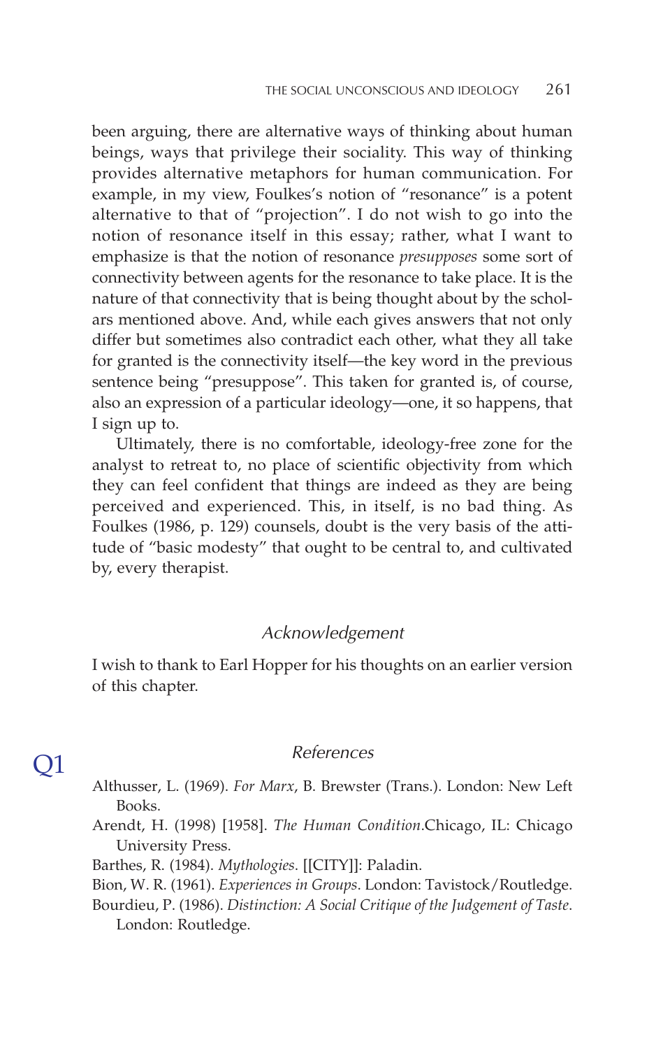been arguing, there are alternative ways of thinking about human beings, ways that privilege their sociality. This way of thinking provides alternative metaphors for human communication. For example, in my view, Foulkes's notion of "resonance" is a potent alternative to that of "projection". I do not wish to go into the notion of resonance itself in this essay; rather, what I want to emphasize is that the notion of resonance *presupposes* some sort of connectivity between agents for the resonance to take place. It is the nature of that connectivity that is being thought about by the scholars mentioned above. And, while each gives answers that not only differ but sometimes also contradict each other, what they all take for granted is the connectivity itself—the key word in the previous sentence being "presuppose". This taken for granted is, of course, also an expression of a particular ideology—one, it so happens, that I sign up to.

Ultimately, there is no comfortable, ideology-free zone for the analyst to retreat to, no place of scientific objectivity from which they can feel confident that things are indeed as they are being perceived and experienced. This, in itself, is no bad thing. As Foulkes (1986, p. 129) counsels, doubt is the very basis of the attitude of "basic modesty" that ought to be central to, and cultivated by, every therapist.

## Acknowledgement

I wish to thank to Earl Hopper for his thoughts on an earlier version of this chapter.

## References

Q1

Althusser, L. (1969). *For Marx*, B. Brewster (Trans.). London: New Left Books.

Arendt, H. (1998) [1958]. *The Human Condition*.Chicago, IL: Chicago University Press.

Barthes, R. (1984). *Mythologies*. [[CITY]]: Paladin.

Bion, W. R. (1961). *Experiences in Groups*. London: Tavistock/Routledge.

Bourdieu, P. (1986). *Distinction: A Social Critique of the Judgement of Taste*. London: Routledge.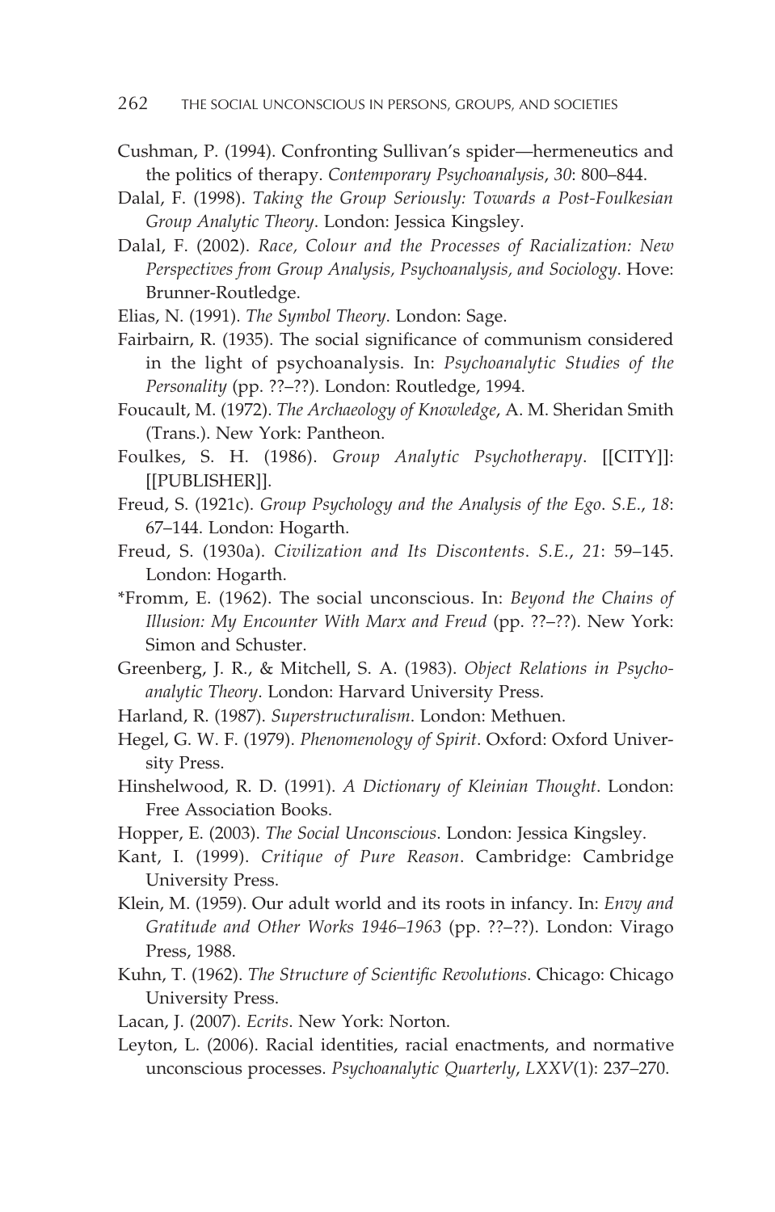Cushman, P. (1994). Confronting Sullivan's spider—hermeneutics and the politics of therapy. *Contemporary Psychoanalysis*, *30*: 800–844.

Dalal, F. (1998). *Taking the Group Seriously: Towards a Post-Foulkesian Group Analytic Theory*. London: Jessica Kingsley.

Dalal, F. (2002). *Race, Colour and the Processes of Racialization: New Perspectives from Group Analysis, Psychoanalysis, and Sociology*. Hove: Brunner-Routledge.

Elias, N. (1991). *The Symbol Theory*. London: Sage.

Fairbairn, R. (1935). The social significance of communism considered in the light of psychoanalysis. In: *Psychoanalytic Studies of the Personality* (pp. ??–??). London: Routledge, 1994.

Foucault, M. (1972). *The Archaeology of Knowledge*, A. M. Sheridan Smith (Trans.). New York: Pantheon.

Foulkes, S. H. (1986). *Group Analytic Psychotherapy*. [[CITY]]: [[PUBLISHER]].

Freud, S. (1921c). *Group Psychology and the Analysis of the Ego*. *S.E.*, *18*: 67–144. London: Hogarth.

Freud, S. (1930a). *Civilization and Its Discontents*. *S.E.*, *21*: 59–145. London: Hogarth.

*Fromm, E. (1962). The social unconscious. In: *Beyond the Chains of Illusion: My Encounter With Marx and Freud* (pp. ??–??). New York: Simon and Schuster.

Greenberg, J. R., & Mitchell, S. A. (1983). *Object Relations in Psychoanalytic Theory*. London: Harvard University Press.

Harland, R. (1987). *Superstructuralism*. London: Methuen.

Hegel, G. W. F. (1979). *Phenomenology of Spirit*. Oxford: Oxford University Press.

Hinshelwood, R. D. (1991). *A Dictionary of Kleinian Thought*. London: Free Association Books.

Hopper, E. (2003). *The Social Unconscious*. London: Jessica Kingsley.

Kant, I. (1999). *Critique of Pure Reason*. Cambridge: Cambridge University Press.

Klein, M. (1959). Our adult world and its roots in infancy. In: *Envy and Gratitude and Other Works 1946–1963* (pp. ??–??). London: Virago Press, 1988.

Kuhn, T. (1962). *The Structure of Scientific Revolutions*. Chicago: Chicago University Press.

Lacan, J. (2007). *Ecrits*. New York: Norton.

Leyton, L. (2006). Racial identities, racial enactments, and normative unconscious processes. *Psychoanalytic Quarterly*, *LXXV*(1): 237–270.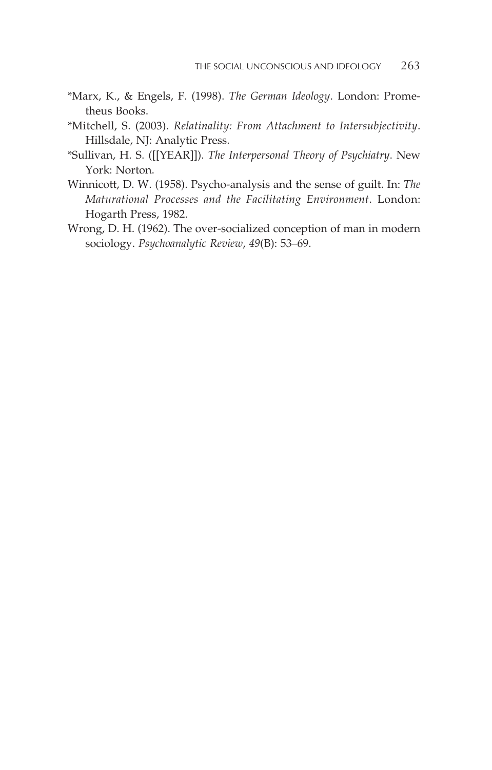*Marx, K., & Engels, F. (1998). *The German Ideology*. London: Prometheus Books.

*Mitchell, S. (2003). *Relatinality: From Attachment to Intersubjectivity*. Hillsdale, NJ: Analytic Press.

*Sullivan, H. S. ([[YEAR]]). *The Interpersonal Theory of Psychiatry*. New York: Norton.

Winnicott, D. W. (1958). Psycho-analysis and the sense of guilt. In: *The Maturational Processes and the Facilitating Environment*. London: Hogarth Press, 1982.

Wrong, D. H. (1962). The over-socialized conception of man in modern sociology. *Psychoanalytic Review*, *49*(B): 53–69.